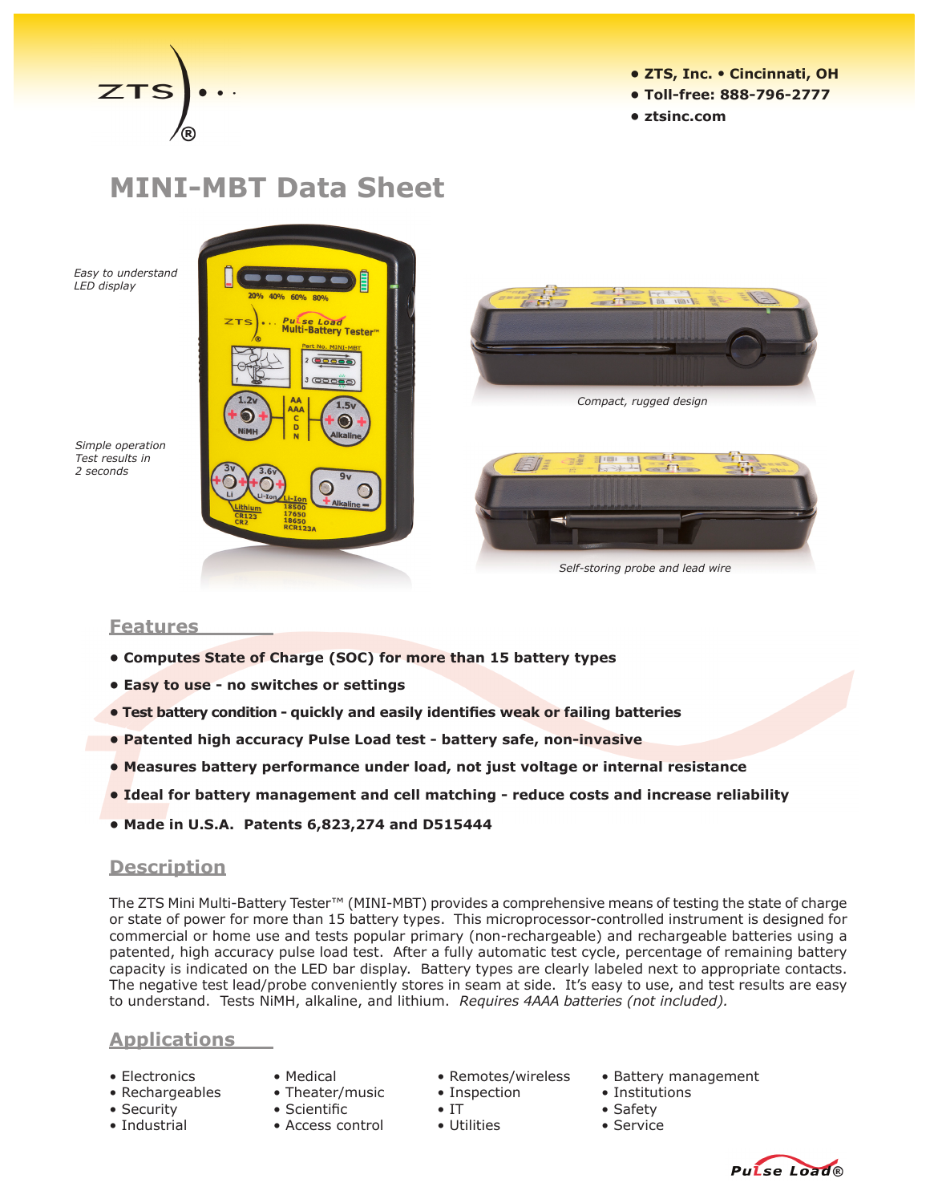- ZTS, Inc. • Cincinnati, OH
- Toll-free: 888-796-2777
- ztsinc.com

# MINI-MBT Data Sheet

*Easy to understand LED display*

*Simple operation Test results in 2 seconds*

*Compact, rugged design*

*Self-storing probe and lead wire*

## Features

- **Computes State of Charge (SOC) for more than 15 battery types**
- **Easy to use - no switches or settings**
- **Test battery condition - quickly and easily identifies weak or failing batteries**
- **Patented high accuracy Pulse Load test - battery safe, non-invasive**
- **Measures battery performance under load, not just voltage or internal resistance**
- **Ideal for battery management and cell matching - reduce costs and increase reliability**
- **Made in U.S.A. Patents 6,823,274 and D515444**

## Description

The ZTS Mini Multi-Battery Tester™ (MINI-MBT) provides a comprehensive means of testing the state of charge or state of power for more than 15 battery types. This microprocessor-controlled instrument is designed for commercial or home use and tests popular primary (non-rechargeable) and rechargeable batteries using a patented, high accuracy pulse load test. After a fully automatic test cycle, percentage of remaining battery capacity is indicated on the LED bar display. Battery types are clearly labeled next to appropriate contacts. The negative test lead/probe conveniently stores in seam at side. It's easy to use, and test results are easy to understand. Tests NiMH, alkaline, and lithium. *Requires 4AAA batteries (not included).*

## Applications

- Electronics
- Rechargeables
- Security
- Industrial
- Medical
- Theater/music
- Scientific
- Access control
- Remotes/wireless
- Inspection
- IT
- Utilities
- Battery management
- Institutions
- Safety
- Service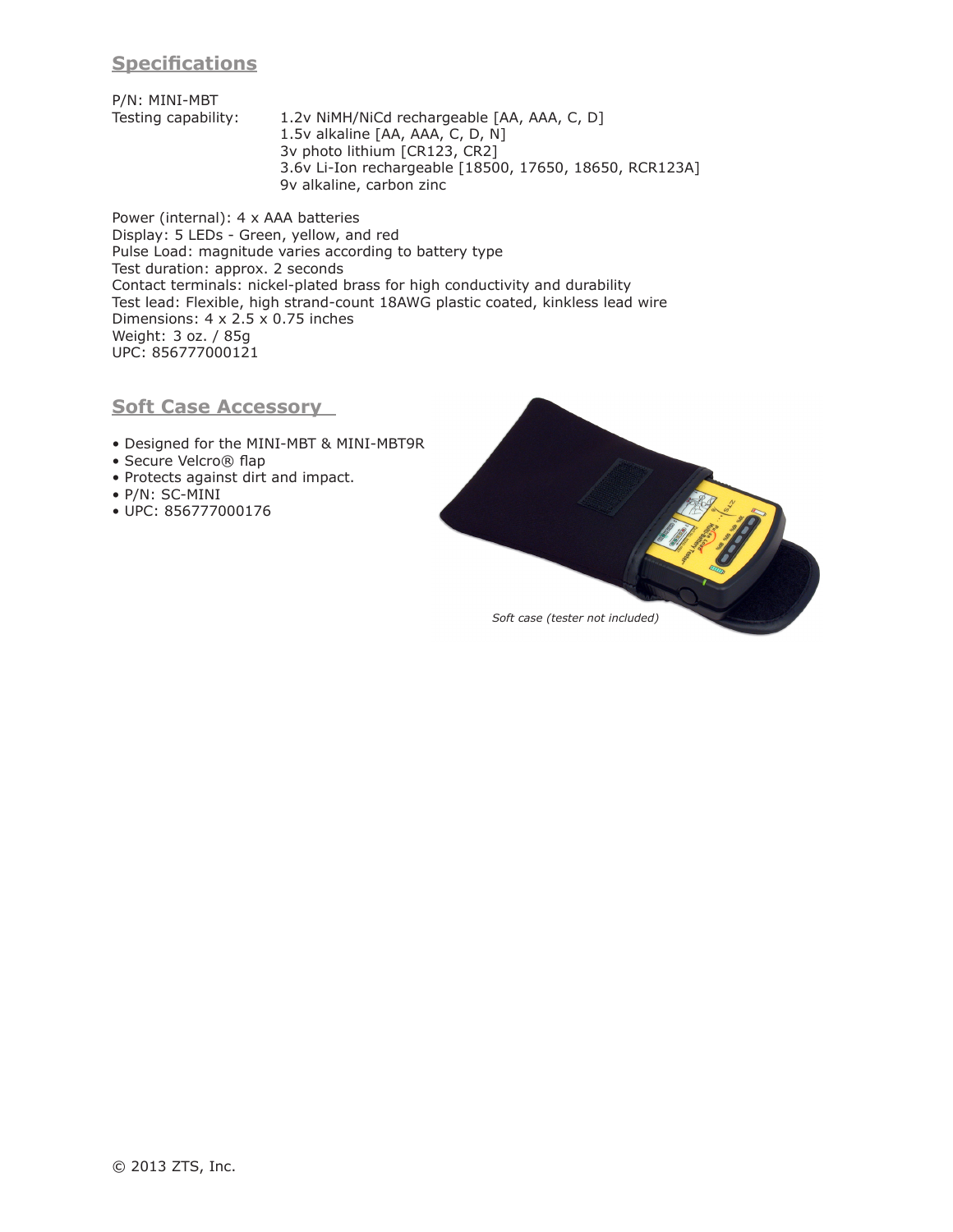## Specifications

P/N: MINI-MBT

Testing capability:
- 1.2v NiMH/NiCd rechargeable [AA, AAA, C, D]
- 1.5v alkaline [AA, AAA, C, D, N]
- 3v photo lithium [CR123, CR2]
- 3.6v Li-Ion rechargeable [18500, 17650, 18650, RCR123A]
- 9v alkaline, carbon zinc

Power (internal): 4 x AAA batteries
Display: 5 LEDs - Green, yellow, and red
Pulse Load: magnitude varies according to battery type
Test duration: approx. 2 seconds
Contact terminals: nickel-plated brass for high conductivity and durability
Test lead: Flexible, high strand-count 18AWG plastic coated, kinkless lead wire
Dimensions: 4 x 2.5 x 0.75 inches
Weight: 3 oz. / 85g
UPC: 856777000121

## Soft Case Accessory

- Designed for the MINI-MBT & MINI-MBT9R
- Secure Velcro® flap
- Protects against dirt and impact.
- P/N: SC-MINI
- UPC: 856777000176

*Soft case (tester not included)*

© 2013 ZTS, Inc.